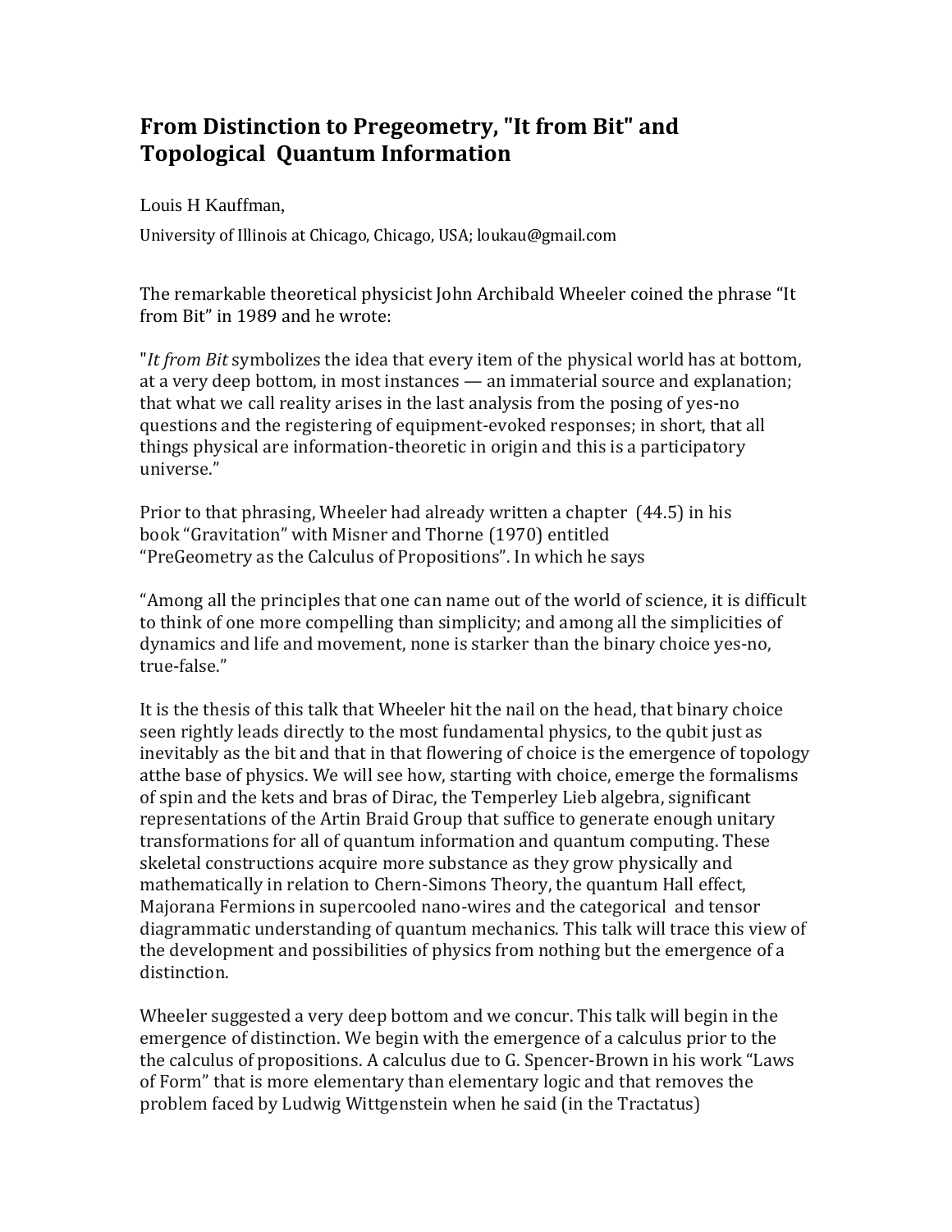# From Distinction to Pregeometry, "It from Bit" and Topological Quantum Information

Louis H Kauffman,

University of Illinois at Chicago, Chicago, USA; loukau@gmail.com

The remarkable theoretical physicist John Archibald Wheeler coined the phrase "It from Bit" in 1989 and he wrote:

"*It from Bit* symbolizes the idea that every item of the physical world has at bottom, at a very deep bottom, in most instances — an immaterial source and explanation; that what we call reality arises in the last analysis from the posing of yes-no questions and the registering of equipment-evoked responses; in short, that all things physical are information-theoretic in origin and this is a participatory universe."

Prior to that phrasing, Wheeler had already written a chapter (44.5) in his book "Gravitation" with Misner and Thorne (1970) entitled "PreGeometry as the Calculus of Propositions". In which he says

"Among all the principles that one can name out of the world of science, it is difficult to think of one more compelling than simplicity; and among all the simplicities of dynamics and life and movement, none is starker than the binary choice yes-no, true-false."

It is the thesis of this talk that Wheeler hit the nail on the head, that binary choice seen rightly leads directly to the most fundamental physics, to the qubit just as inevitably as the bit and that in that flowering of choice is the emergence of topology atthe base of physics. We will see how, starting with choice, emerge the formalisms of spin and the kets and bras of Dirac, the Temperley Lieb algebra, significant representations of the Artin Braid Group that suffice to generate enough unitary transformations for all of quantum information and quantum computing. These skeletal constructions acquire more substance as they grow physically and mathematically in relation to Chern-Simons Theory, the quantum Hall effect, Majorana Fermions in supercooled nano-wires and the categorical and tensor diagrammatic understanding of quantum mechanics. This talk will trace this view of the development and possibilities of physics from nothing but the emergence of a distinction.

Wheeler suggested a very deep bottom and we concur. This talk will begin in the emergence of distinction. We begin with the emergence of a calculus prior to the the calculus of propositions. A calculus due to G. Spencer-Brown in his work "Laws of Form" that is more elementary than elementary logic and that removes the problem faced by Ludwig Wittgenstein when he said (in the Tractatus)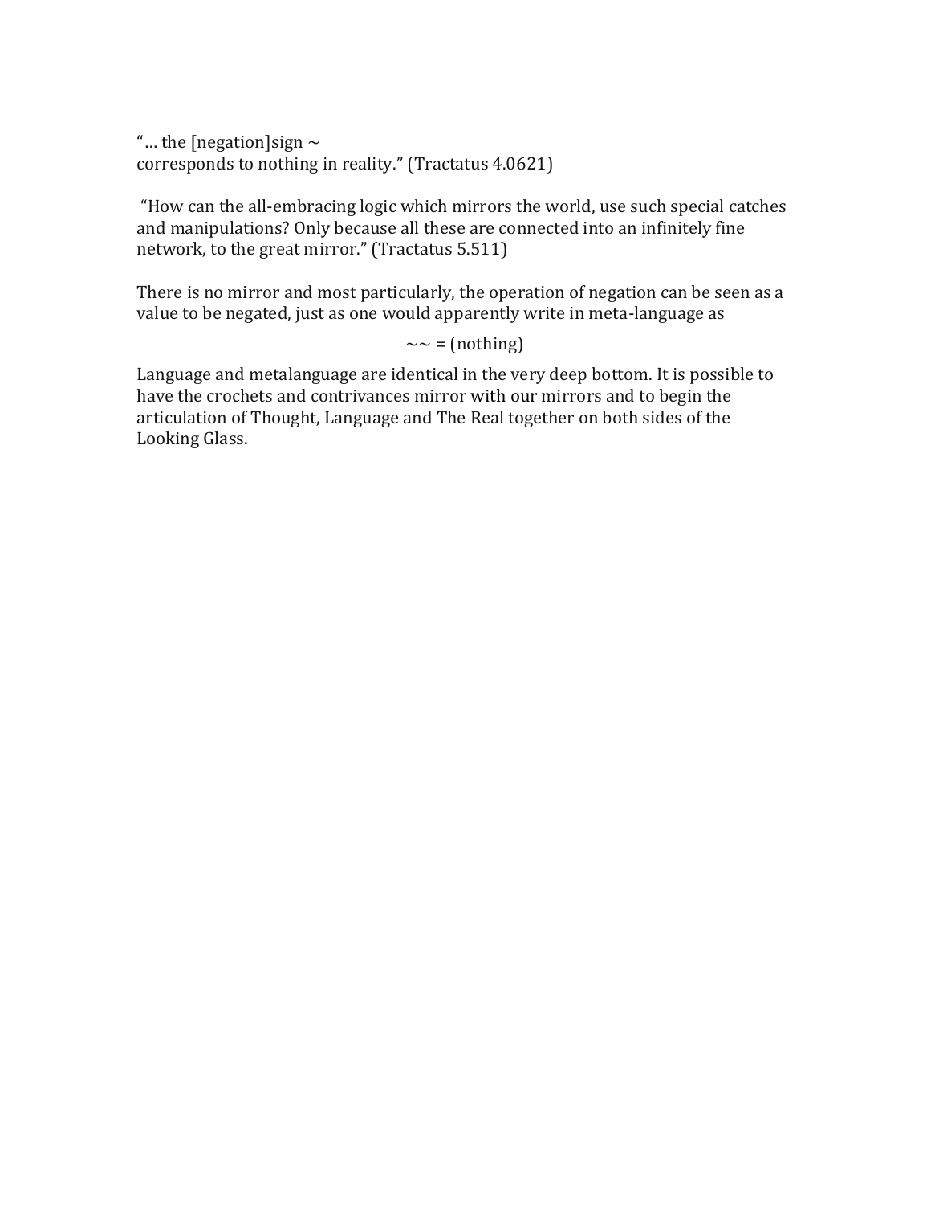"… the [negation]sign ~
corresponds to nothing in reality." (Tractatus 4.0621)

"How can the all-embracing logic which mirrors the world, use such special catches and manipulations? Only because all these are connected into an infinitely fine network, to the great mirror." (Tractatus 5.511)

There is no mirror and most particularly, the operation of negation can be seen as a value to be negated, just as one would apparently write in meta-language as

$$\sim\sim = \text{(nothing)}$$

Language and metalanguage are identical in the very deep bottom. It is possible to have the crochets and contrivances mirror with our mirrors and to begin the articulation of Thought, Language and The Real together on both sides of the Looking Glass.